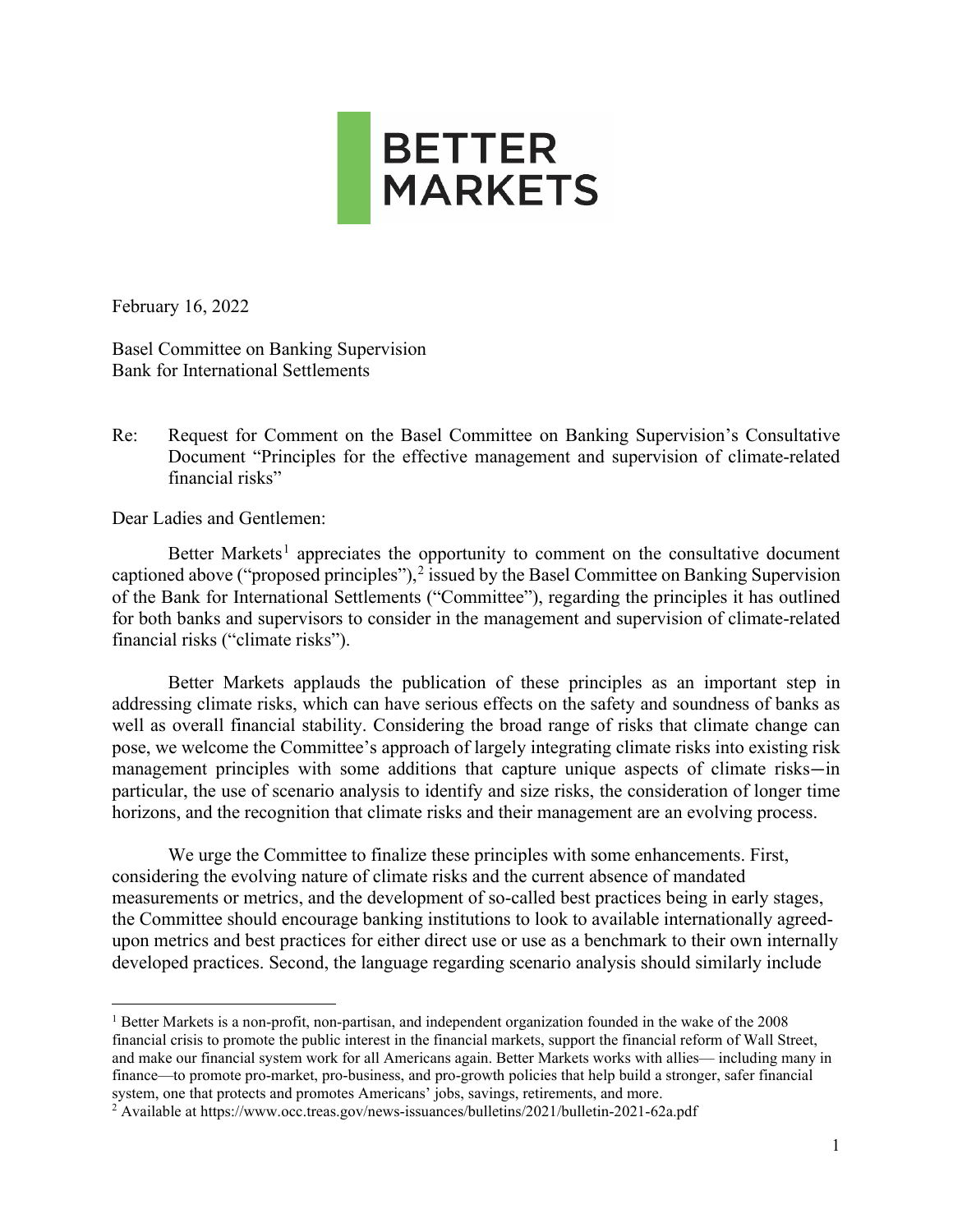BETTER MARKETS

February 16, 2022

Basel Committee on Banking Supervision
Bank for International Settlements

Re: Request for Comment on the Basel Committee on Banking Supervision's Consultative Document "Principles for the effective management and supervision of climate-related financial risks"

Dear Ladies and Gentlemen:

Better Markets[1] appreciates the opportunity to comment on the consultative document captioned above ("proposed principles"),[2] issued by the Basel Committee on Banking Supervision of the Bank for International Settlements ("Committee"), regarding the principles it has outlined for both banks and supervisors to consider in the management and supervision of climate-related financial risks ("climate risks").

Better Markets applauds the publication of these principles as an important step in addressing climate risks, which can have serious effects on the safety and soundness of banks as well as overall financial stability. Considering the broad range of risks that climate change can pose, we welcome the Committee's approach of largely integrating climate risks into existing risk management principles with some additions that capture unique aspects of climate risks—in particular, the use of scenario analysis to identify and size risks, the consideration of longer time horizons, and the recognition that climate risks and their management are an evolving process.

We urge the Committee to finalize these principles with some enhancements. First, considering the evolving nature of climate risks and the current absence of mandated measurements or metrics, and the development of so-called best practices being in early stages, the Committee should encourage banking institutions to look to available internationally agreed-upon metrics and best practices for either direct use or use as a benchmark to their own internally developed practices. Second, the language regarding scenario analysis should similarly include

[1] Better Markets is a non-profit, non-partisan, and independent organization founded in the wake of the 2008 financial crisis to promote the public interest in the financial markets, support the financial reform of Wall Street, and make our financial system work for all Americans again. Better Markets works with allies— including many in finance—to promote pro-market, pro-business, and pro-growth policies that help build a stronger, safer financial system, one that protects and promotes Americans' jobs, savings, retirements, and more.

[2] Available at https://www.occ.treas.gov/news-issuances/bulletins/2021/bulletin-2021-62a.pdf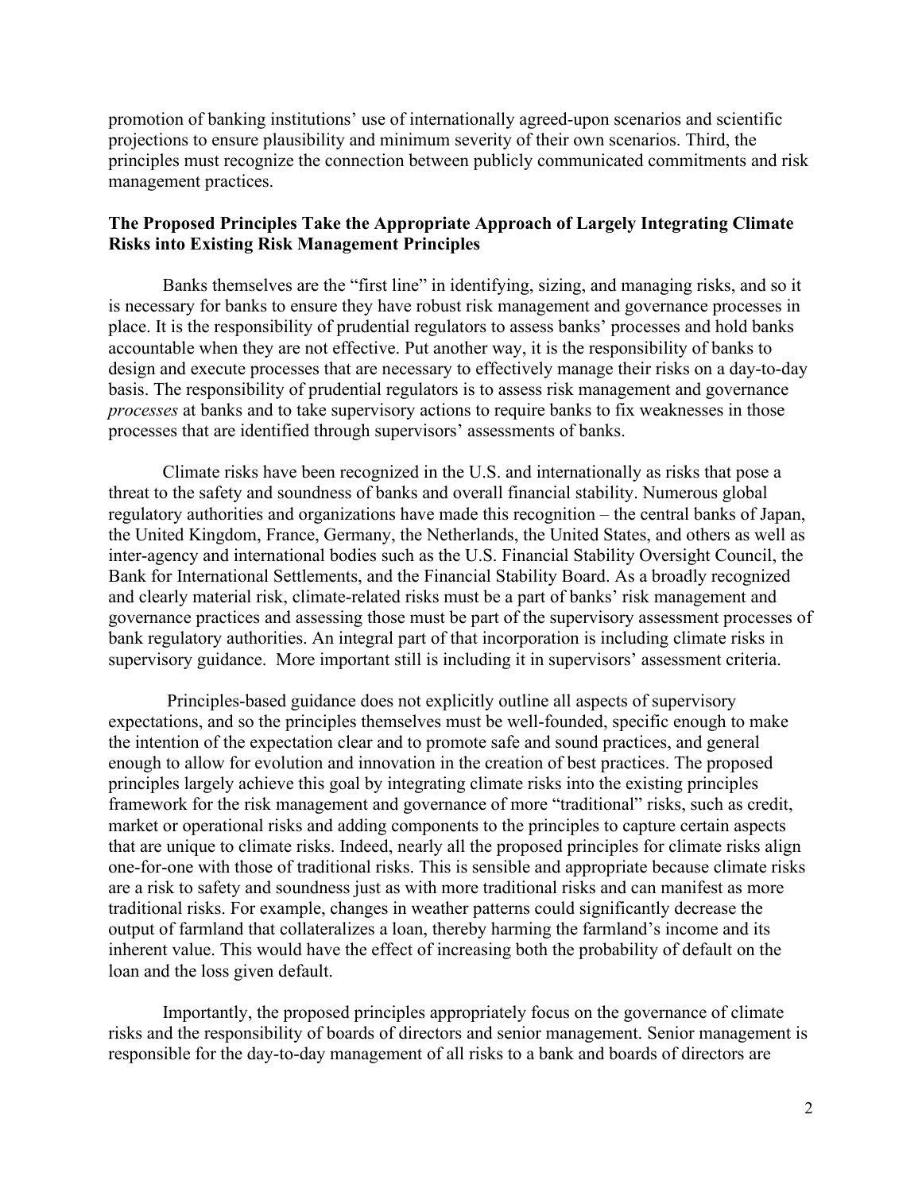promotion of banking institutions' use of internationally agreed-upon scenarios and scientific projections to ensure plausibility and minimum severity of their own scenarios. Third, the principles must recognize the connection between publicly communicated commitments and risk management practices.

## The Proposed Principles Take the Appropriate Approach of Largely Integrating Climate Risks into Existing Risk Management Principles

Banks themselves are the "first line" in identifying, sizing, and managing risks, and so it is necessary for banks to ensure they have robust risk management and governance processes in place. It is the responsibility of prudential regulators to assess banks' processes and hold banks accountable when they are not effective. Put another way, it is the responsibility of banks to design and execute processes that are necessary to effectively manage their risks on a day-to-day basis. The responsibility of prudential regulators is to assess risk management and governance *processes* at banks and to take supervisory actions to require banks to fix weaknesses in those processes that are identified through supervisors' assessments of banks.

Climate risks have been recognized in the U.S. and internationally as risks that pose a threat to the safety and soundness of banks and overall financial stability. Numerous global regulatory authorities and organizations have made this recognition – the central banks of Japan, the United Kingdom, France, Germany, the Netherlands, the United States, and others as well as inter-agency and international bodies such as the U.S. Financial Stability Oversight Council, the Bank for International Settlements, and the Financial Stability Board. As a broadly recognized and clearly material risk, climate-related risks must be a part of banks' risk management and governance practices and assessing those must be part of the supervisory assessment processes of bank regulatory authorities. An integral part of that incorporation is including climate risks in supervisory guidance. More important still is including it in supervisors' assessment criteria.

Principles-based guidance does not explicitly outline all aspects of supervisory expectations, and so the principles themselves must be well-founded, specific enough to make the intention of the expectation clear and to promote safe and sound practices, and general enough to allow for evolution and innovation in the creation of best practices. The proposed principles largely achieve this goal by integrating climate risks into the existing principles framework for the risk management and governance of more "traditional" risks, such as credit, market or operational risks and adding components to the principles to capture certain aspects that are unique to climate risks. Indeed, nearly all the proposed principles for climate risks align one-for-one with those of traditional risks. This is sensible and appropriate because climate risks are a risk to safety and soundness just as with more traditional risks and can manifest as more traditional risks. For example, changes in weather patterns could significantly decrease the output of farmland that collateralizes a loan, thereby harming the farmland's income and its inherent value. This would have the effect of increasing both the probability of default on the loan and the loss given default.

Importantly, the proposed principles appropriately focus on the governance of climate risks and the responsibility of boards of directors and senior management. Senior management is responsible for the day-to-day management of all risks to a bank and boards of directors are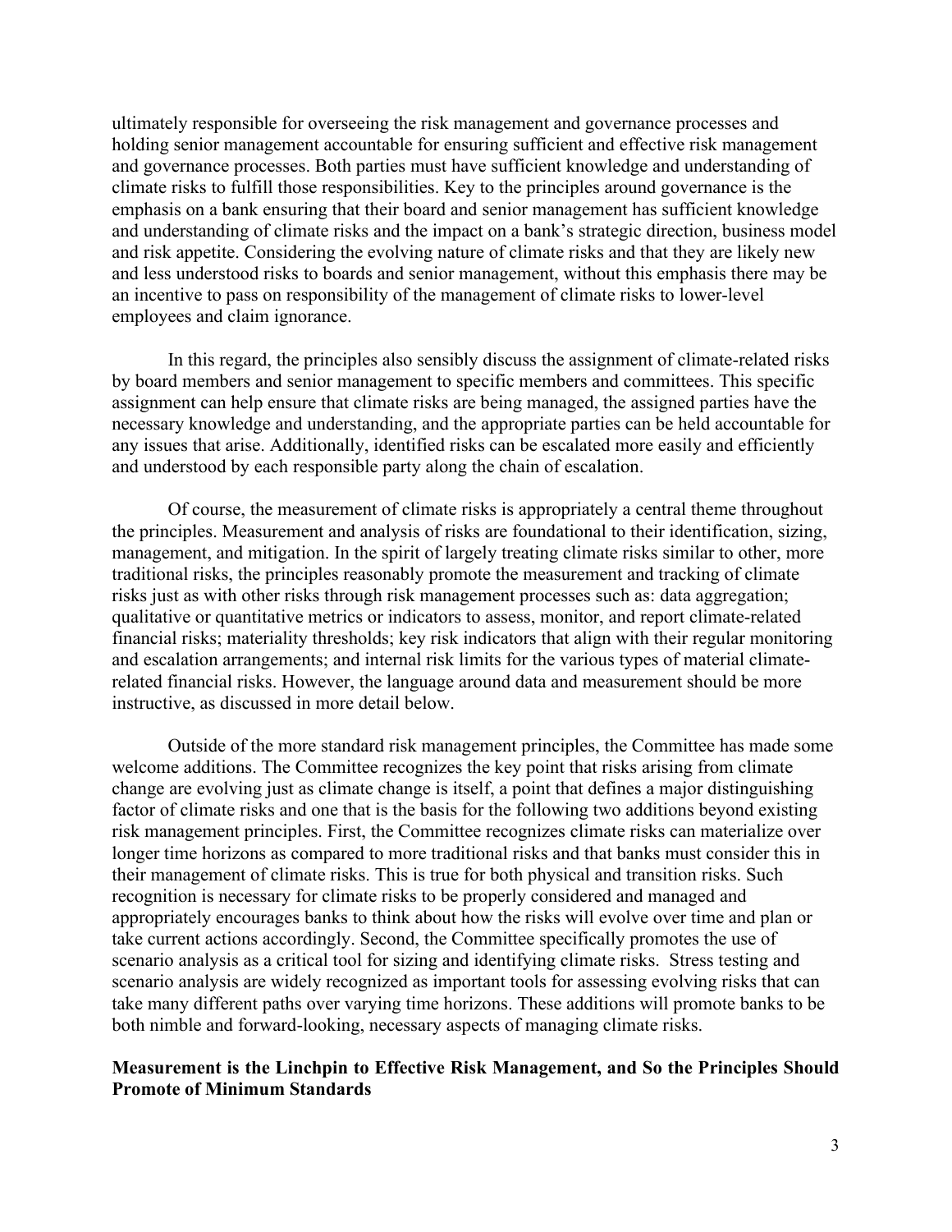ultimately responsible for overseeing the risk management and governance processes and holding senior management accountable for ensuring sufficient and effective risk management and governance processes. Both parties must have sufficient knowledge and understanding of climate risks to fulfill those responsibilities. Key to the principles around governance is the emphasis on a bank ensuring that their board and senior management has sufficient knowledge and understanding of climate risks and the impact on a bank's strategic direction, business model and risk appetite. Considering the evolving nature of climate risks and that they are likely new and less understood risks to boards and senior management, without this emphasis there may be an incentive to pass on responsibility of the management of climate risks to lower-level employees and claim ignorance.

In this regard, the principles also sensibly discuss the assignment of climate-related risks by board members and senior management to specific members and committees. This specific assignment can help ensure that climate risks are being managed, the assigned parties have the necessary knowledge and understanding, and the appropriate parties can be held accountable for any issues that arise. Additionally, identified risks can be escalated more easily and efficiently and understood by each responsible party along the chain of escalation.

Of course, the measurement of climate risks is appropriately a central theme throughout the principles. Measurement and analysis of risks are foundational to their identification, sizing, management, and mitigation. In the spirit of largely treating climate risks similar to other, more traditional risks, the principles reasonably promote the measurement and tracking of climate risks just as with other risks through risk management processes such as: data aggregation; qualitative or quantitative metrics or indicators to assess, monitor, and report climate-related financial risks; materiality thresholds; key risk indicators that align with their regular monitoring and escalation arrangements; and internal risk limits for the various types of material climate-related financial risks. However, the language around data and measurement should be more instructive, as discussed in more detail below.

Outside of the more standard risk management principles, the Committee has made some welcome additions. The Committee recognizes the key point that risks arising from climate change are evolving just as climate change is itself, a point that defines a major distinguishing factor of climate risks and one that is the basis for the following two additions beyond existing risk management principles. First, the Committee recognizes climate risks can materialize over longer time horizons as compared to more traditional risks and that banks must consider this in their management of climate risks. This is true for both physical and transition risks. Such recognition is necessary for climate risks to be properly considered and managed and appropriately encourages banks to think about how the risks will evolve over time and plan or take current actions accordingly. Second, the Committee specifically promotes the use of scenario analysis as a critical tool for sizing and identifying climate risks. Stress testing and scenario analysis are widely recognized as important tools for assessing evolving risks that can take many different paths over varying time horizons. These additions will promote banks to be both nimble and forward-looking, necessary aspects of managing climate risks.

**Measurement is the Linchpin to Effective Risk Management, and So the Principles Should Promote of Minimum Standards**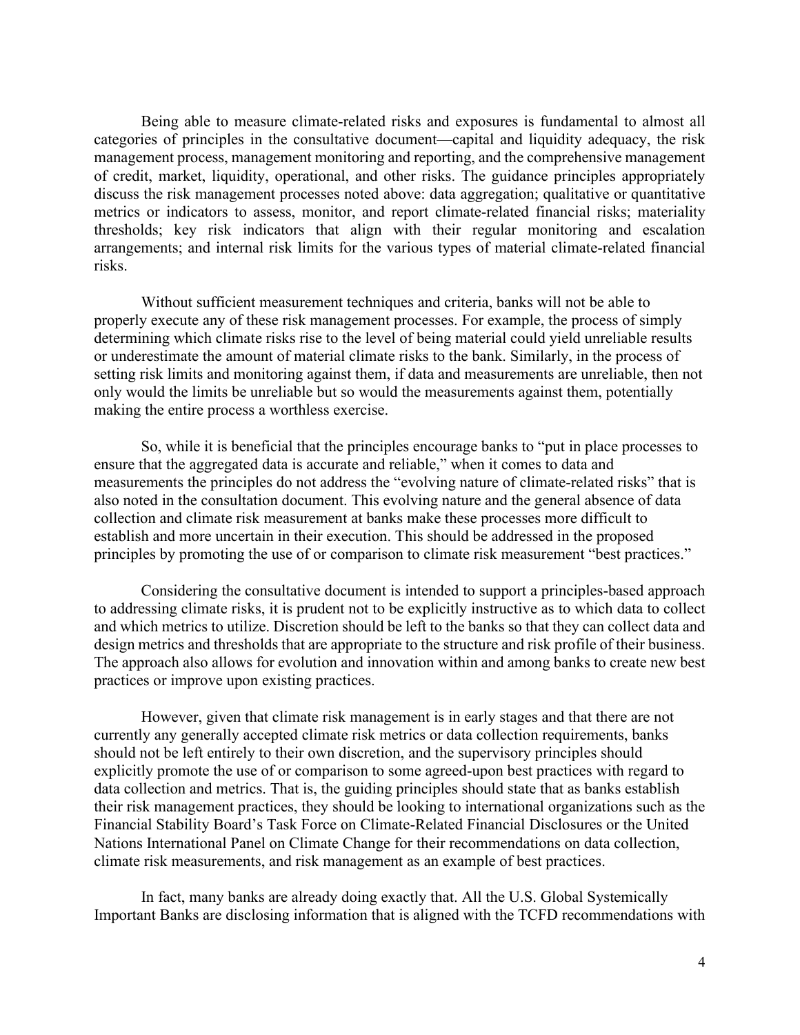Being able to measure climate-related risks and exposures is fundamental to almost all categories of principles in the consultative document—capital and liquidity adequacy, the risk management process, management monitoring and reporting, and the comprehensive management of credit, market, liquidity, operational, and other risks. The guidance principles appropriately discuss the risk management processes noted above: data aggregation; qualitative or quantitative metrics or indicators to assess, monitor, and report climate-related financial risks; materiality thresholds; key risk indicators that align with their regular monitoring and escalation arrangements; and internal risk limits for the various types of material climate-related financial risks.

Without sufficient measurement techniques and criteria, banks will not be able to properly execute any of these risk management processes. For example, the process of simply determining which climate risks rise to the level of being material could yield unreliable results or underestimate the amount of material climate risks to the bank. Similarly, in the process of setting risk limits and monitoring against them, if data and measurements are unreliable, then not only would the limits be unreliable but so would the measurements against them, potentially making the entire process a worthless exercise.

So, while it is beneficial that the principles encourage banks to "put in place processes to ensure that the aggregated data is accurate and reliable," when it comes to data and measurements the principles do not address the "evolving nature of climate-related risks" that is also noted in the consultation document. This evolving nature and the general absence of data collection and climate risk measurement at banks make these processes more difficult to establish and more uncertain in their execution. This should be addressed in the proposed principles by promoting the use of or comparison to climate risk measurement "best practices."

Considering the consultative document is intended to support a principles-based approach to addressing climate risks, it is prudent not to be explicitly instructive as to which data to collect and which metrics to utilize. Discretion should be left to the banks so that they can collect data and design metrics and thresholds that are appropriate to the structure and risk profile of their business. The approach also allows for evolution and innovation within and among banks to create new best practices or improve upon existing practices.

However, given that climate risk management is in early stages and that there are not currently any generally accepted climate risk metrics or data collection requirements, banks should not be left entirely to their own discretion, and the supervisory principles should explicitly promote the use of or comparison to some agreed-upon best practices with regard to data collection and metrics. That is, the guiding principles should state that as banks establish their risk management practices, they should be looking to international organizations such as the Financial Stability Board's Task Force on Climate-Related Financial Disclosures or the United Nations International Panel on Climate Change for their recommendations on data collection, climate risk measurements, and risk management as an example of best practices.

In fact, many banks are already doing exactly that. All the U.S. Global Systemically Important Banks are disclosing information that is aligned with the TCFD recommendations with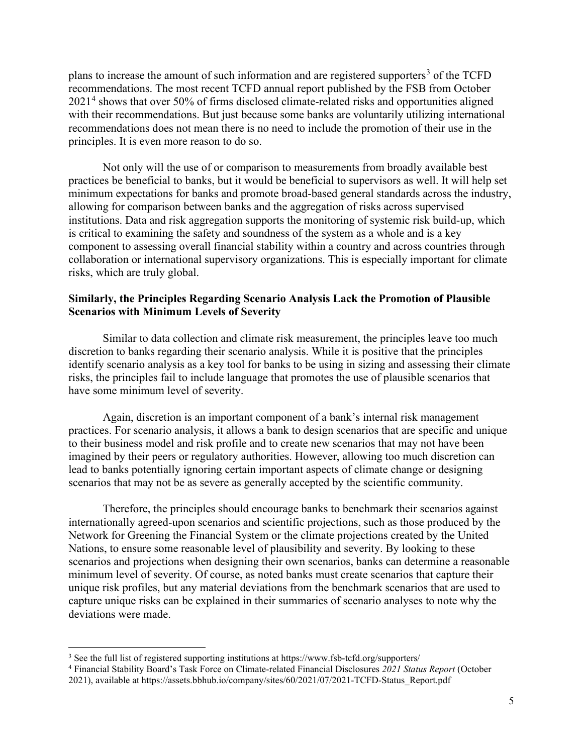plans to increase the amount of such information and are registered supporters[3] of the TCFD recommendations. The most recent TCFD annual report published by the FSB from October 2021[4] shows that over 50% of firms disclosed climate-related risks and opportunities aligned with their recommendations. But just because some banks are voluntarily utilizing international recommendations does not mean there is no need to include the promotion of their use in the principles. It is even more reason to do so.

Not only will the use of or comparison to measurements from broadly available best practices be beneficial to banks, but it would be beneficial to supervisors as well. It will help set minimum expectations for banks and promote broad-based general standards across the industry, allowing for comparison between banks and the aggregation of risks across supervised institutions. Data and risk aggregation supports the monitoring of systemic risk build-up, which is critical to examining the safety and soundness of the system as a whole and is a key component to assessing overall financial stability within a country and across countries through collaboration or international supervisory organizations. This is especially important for climate risks, which are truly global.

**Similarly, the Principles Regarding Scenario Analysis Lack the Promotion of Plausible Scenarios with Minimum Levels of Severity**

Similar to data collection and climate risk measurement, the principles leave too much discretion to banks regarding their scenario analysis. While it is positive that the principles identify scenario analysis as a key tool for banks to be using in sizing and assessing their climate risks, the principles fail to include language that promotes the use of plausible scenarios that have some minimum level of severity.

Again, discretion is an important component of a bank's internal risk management practices. For scenario analysis, it allows a bank to design scenarios that are specific and unique to their business model and risk profile and to create new scenarios that may not have been imagined by their peers or regulatory authorities. However, allowing too much discretion can lead to banks potentially ignoring certain important aspects of climate change or designing scenarios that may not be as severe as generally accepted by the scientific community.

Therefore, the principles should encourage banks to benchmark their scenarios against internationally agreed-upon scenarios and scientific projections, such as those produced by the Network for Greening the Financial System or the climate projections created by the United Nations, to ensure some reasonable level of plausibility and severity. By looking to these scenarios and projections when designing their own scenarios, banks can determine a reasonable minimum level of severity. Of course, as noted banks must create scenarios that capture their unique risk profiles, but any material deviations from the benchmark scenarios that are used to capture unique risks can be explained in their summaries of scenario analyses to note why the deviations were made.

---

[3] See the full list of registered supporting institutions at https://www.fsb-tcfd.org/supporters/

[4] Financial Stability Board's Task Force on Climate-related Financial Disclosures *2021 Status Report* (October 2021), available at https://assets.bbhub.io/company/sites/60/2021/07/2021-TCFD-Status_Report.pdf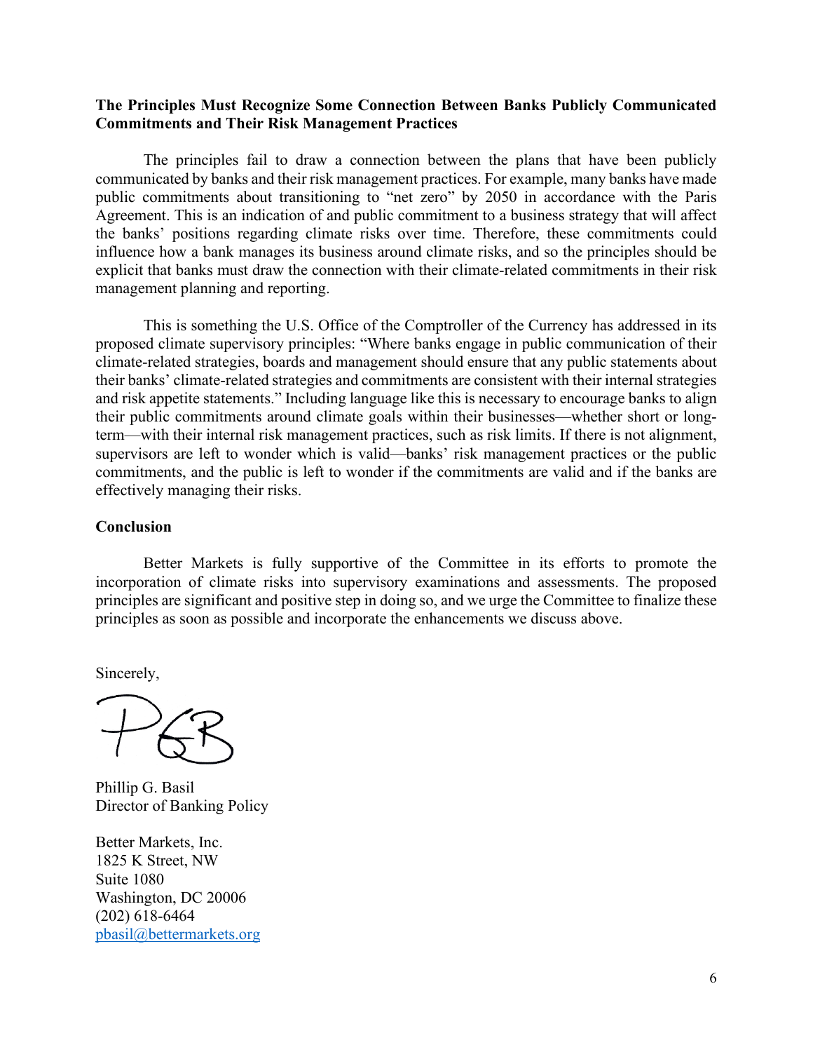**The Principles Must Recognize Some Connection Between Banks Publicly Communicated Commitments and Their Risk Management Practices**

The principles fail to draw a connection between the plans that have been publicly communicated by banks and their risk management practices. For example, many banks have made public commitments about transitioning to "net zero" by 2050 in accordance with the Paris Agreement. This is an indication of and public commitment to a business strategy that will affect the banks' positions regarding climate risks over time. Therefore, these commitments could influence how a bank manages its business around climate risks, and so the principles should be explicit that banks must draw the connection with their climate-related commitments in their risk management planning and reporting.

This is something the U.S. Office of the Comptroller of the Currency has addressed in its proposed climate supervisory principles: "Where banks engage in public communication of their climate-related strategies, boards and management should ensure that any public statements about their banks' climate-related strategies and commitments are consistent with their internal strategies and risk appetite statements." Including language like this is necessary to encourage banks to align their public commitments around climate goals within their businesses—whether short or long-term—with their internal risk management practices, such as risk limits. If there is not alignment, supervisors are left to wonder which is valid—banks' risk management practices or the public commitments, and the public is left to wonder if the commitments are valid and if the banks are effectively managing their risks.

**Conclusion**

Better Markets is fully supportive of the Committee in its efforts to promote the incorporation of climate risks into supervisory examinations and assessments. The proposed principles are significant and positive step in doing so, and we urge the Committee to finalize these principles as soon as possible and incorporate the enhancements we discuss above.

Sincerely,

Phillip G. Basil
Director of Banking Policy

Better Markets, Inc.
1825 K Street, NW
Suite 1080
Washington, DC 20006
(202) 618-6464
pbasil@bettermarkets.org